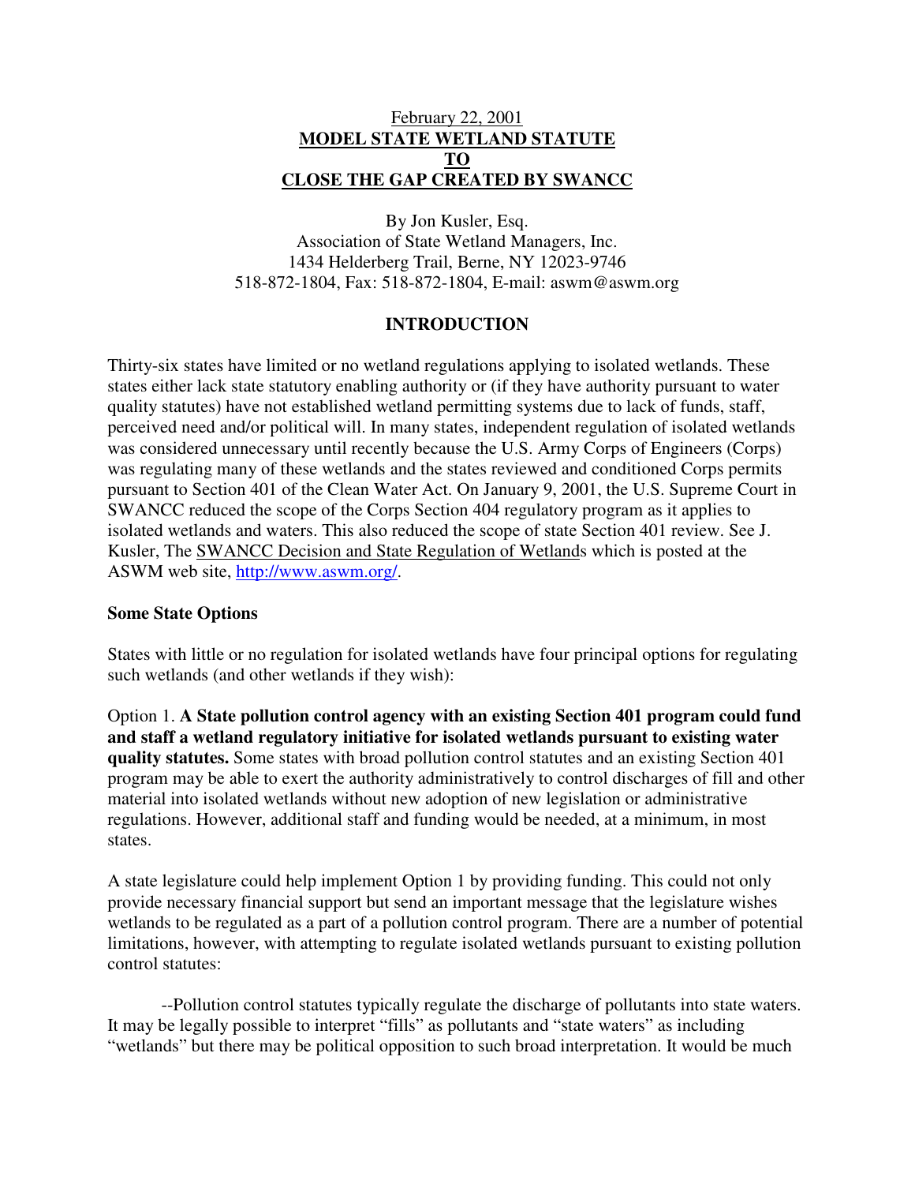February 22, 2001

# MODEL STATE WETLAND STATUTE TO CLOSE THE GAP CREATED BY SWANCC

By Jon Kusler, Esq.
Association of State Wetland Managers, Inc.
1434 Helderberg Trail, Berne, NY 12023-9746
518-872-1804, Fax: 518-872-1804, E-mail: aswm@aswm.org

## INTRODUCTION

Thirty-six states have limited or no wetland regulations applying to isolated wetlands. These states either lack state statutory enabling authority or (if they have authority pursuant to water quality statutes) have not established wetland permitting systems due to lack of funds, staff, perceived need and/or political will. In many states, independent regulation of isolated wetlands was considered unnecessary until recently because the U.S. Army Corps of Engineers (Corps) was regulating many of these wetlands and the states reviewed and conditioned Corps permits pursuant to Section 401 of the Clean Water Act. On January 9, 2001, the U.S. Supreme Court in SWANCC reduced the scope of the Corps Section 404 regulatory program as it applies to isolated wetlands and waters. This also reduced the scope of state Section 401 review. See J. Kusler, The SWANCC Decision and State Regulation of Wetlands which is posted at the ASWM web site, http://www.aswm.org/.

### Some State Options

States with little or no regulation for isolated wetlands have four principal options for regulating such wetlands (and other wetlands if they wish):

Option 1. **A State pollution control agency with an existing Section 401 program could fund and staff a wetland regulatory initiative for isolated wetlands pursuant to existing water quality statutes.** Some states with broad pollution control statutes and an existing Section 401 program may be able to exert the authority administratively to control discharges of fill and other material into isolated wetlands without new adoption of new legislation or administrative regulations. However, additional staff and funding would be needed, at a minimum, in most states.

A state legislature could help implement Option 1 by providing funding. This could not only provide necessary financial support but send an important message that the legislature wishes wetlands to be regulated as a part of a pollution control program. There are a number of potential limitations, however, with attempting to regulate isolated wetlands pursuant to existing pollution control statutes:

--Pollution control statutes typically regulate the discharge of pollutants into state waters. It may be legally possible to interpret "fills" as pollutants and "state waters" as including "wetlands" but there may be political opposition to such broad interpretation. It would be much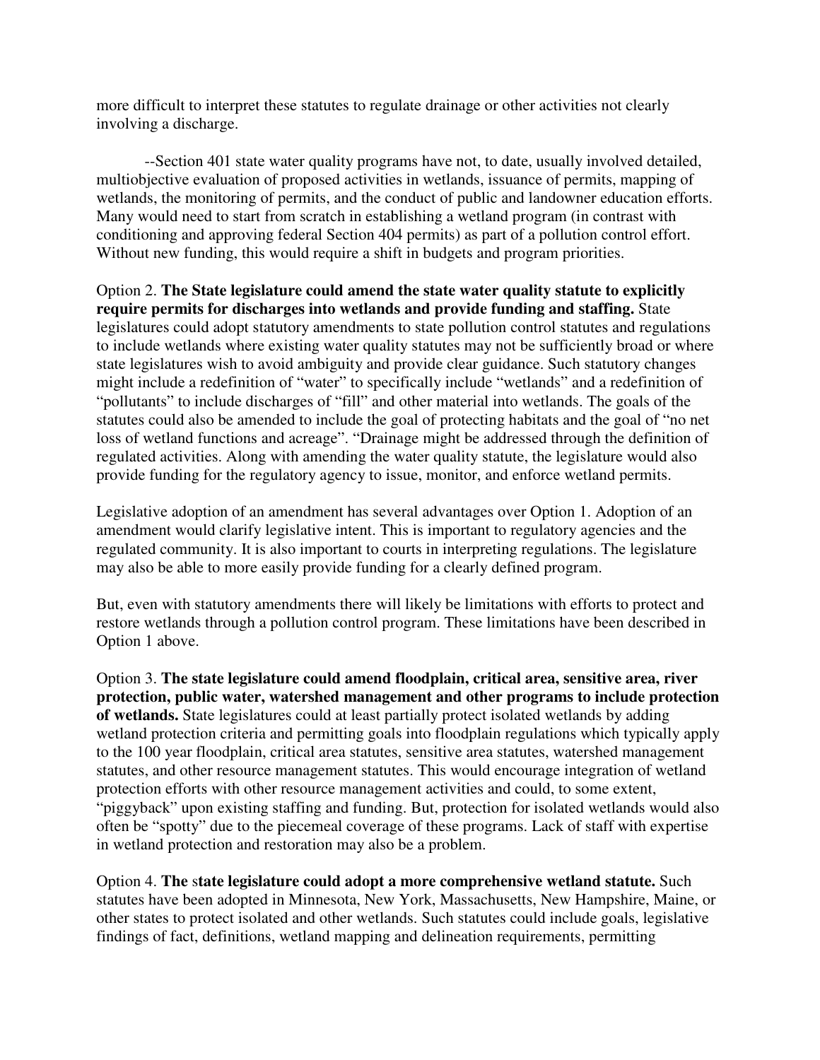more difficult to interpret these statutes to regulate drainage or other activities not clearly involving a discharge.

--Section 401 state water quality programs have not, to date, usually involved detailed, multiobjective evaluation of proposed activities in wetlands, issuance of permits, mapping of wetlands, the monitoring of permits, and the conduct of public and landowner education efforts. Many would need to start from scratch in establishing a wetland program (in contrast with conditioning and approving federal Section 404 permits) as part of a pollution control effort. Without new funding, this would require a shift in budgets and program priorities.

Option 2. **The State legislature could amend the state water quality statute to explicitly require permits for discharges into wetlands and provide funding and staffing.** State legislatures could adopt statutory amendments to state pollution control statutes and regulations to include wetlands where existing water quality statutes may not be sufficiently broad or where state legislatures wish to avoid ambiguity and provide clear guidance. Such statutory changes might include a redefinition of "water" to specifically include "wetlands" and a redefinition of "pollutants" to include discharges of "fill" and other material into wetlands. The goals of the statutes could also be amended to include the goal of protecting habitats and the goal of "no net loss of wetland functions and acreage". "Drainage might be addressed through the definition of regulated activities. Along with amending the water quality statute, the legislature would also provide funding for the regulatory agency to issue, monitor, and enforce wetland permits.

Legislative adoption of an amendment has several advantages over Option 1. Adoption of an amendment would clarify legislative intent. This is important to regulatory agencies and the regulated community. It is also important to courts in interpreting regulations. The legislature may also be able to more easily provide funding for a clearly defined program.

But, even with statutory amendments there will likely be limitations with efforts to protect and restore wetlands through a pollution control program. These limitations have been described in Option 1 above.

Option 3. **The state legislature could amend floodplain, critical area, sensitive area, river protection, public water, watershed management and other programs to include protection of wetlands.** State legislatures could at least partially protect isolated wetlands by adding wetland protection criteria and permitting goals into floodplain regulations which typically apply to the 100 year floodplain, critical area statutes, sensitive area statutes, watershed management statutes, and other resource management statutes. This would encourage integration of wetland protection efforts with other resource management activities and could, to some extent, "piggyback" upon existing staffing and funding. But, protection for isolated wetlands would also often be "spotty" due to the piecemeal coverage of these programs. Lack of staff with expertise in wetland protection and restoration may also be a problem.

Option 4. **The state legislature could adopt a more comprehensive wetland statute.** Such statutes have been adopted in Minnesota, New York, Massachusetts, New Hampshire, Maine, or other states to protect isolated and other wetlands. Such statutes could include goals, legislative findings of fact, definitions, wetland mapping and delineation requirements, permitting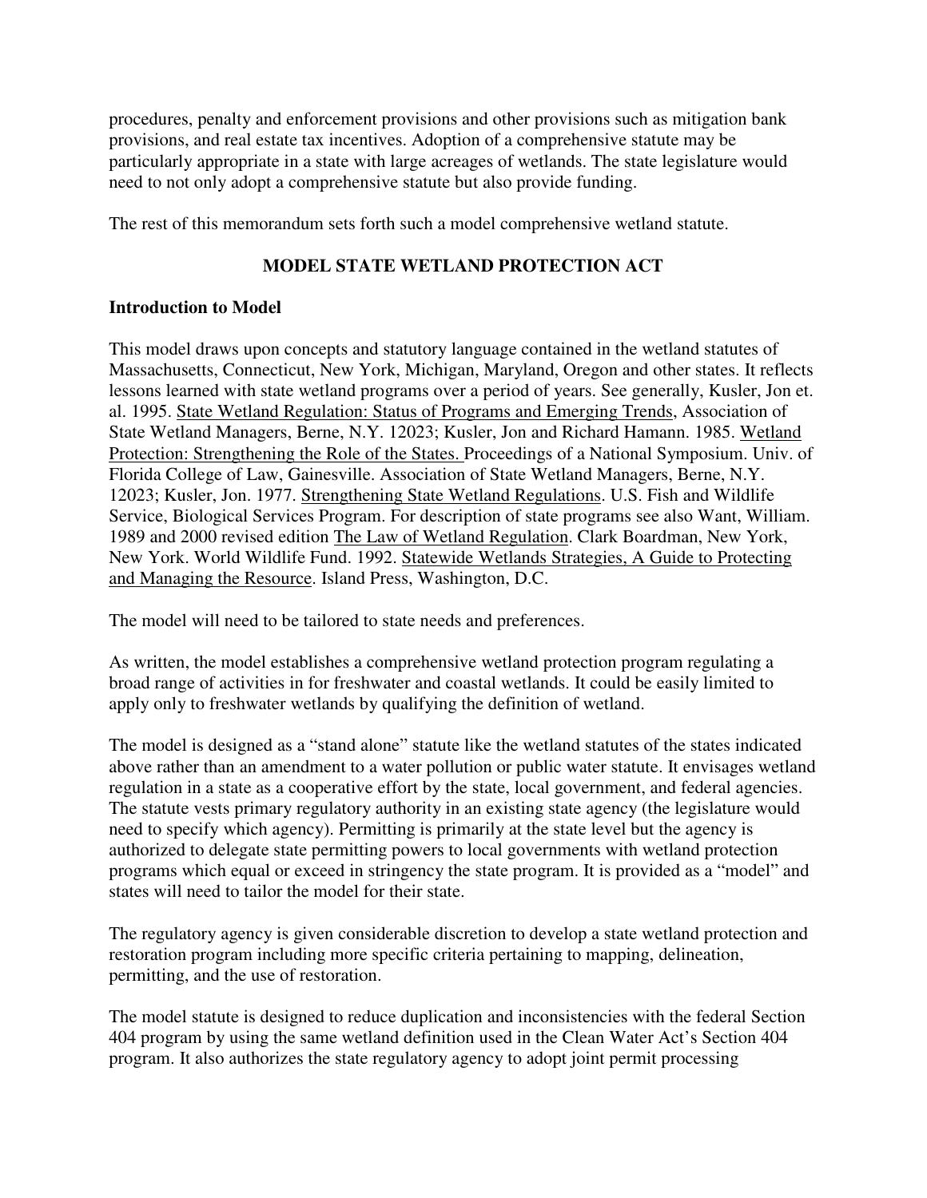procedures, penalty and enforcement provisions and other provisions such as mitigation bank provisions, and real estate tax incentives. Adoption of a comprehensive statute may be particularly appropriate in a state with large acreages of wetlands. The state legislature would need to not only adopt a comprehensive statute but also provide funding.

The rest of this memorandum sets forth such a model comprehensive wetland statute.

## MODEL STATE WETLAND PROTECTION ACT

### Introduction to Model

This model draws upon concepts and statutory language contained in the wetland statutes of Massachusetts, Connecticut, New York, Michigan, Maryland, Oregon and other states. It reflects lessons learned with state wetland programs over a period of years. See generally, Kusler, Jon et. al. 1995. State Wetland Regulation: Status of Programs and Emerging Trends, Association of State Wetland Managers, Berne, N.Y. 12023; Kusler, Jon and Richard Hamann. 1985. Wetland Protection: Strengthening the Role of the States. Proceedings of a National Symposium. Univ. of Florida College of Law, Gainesville. Association of State Wetland Managers, Berne, N.Y. 12023; Kusler, Jon. 1977. Strengthening State Wetland Regulations. U.S. Fish and Wildlife Service, Biological Services Program. For description of state programs see also Want, William. 1989 and 2000 revised edition The Law of Wetland Regulation. Clark Boardman, New York, New York. World Wildlife Fund. 1992. Statewide Wetlands Strategies, A Guide to Protecting and Managing the Resource. Island Press, Washington, D.C.

The model will need to be tailored to state needs and preferences.

As written, the model establishes a comprehensive wetland protection program regulating a broad range of activities in for freshwater and coastal wetlands. It could be easily limited to apply only to freshwater wetlands by qualifying the definition of wetland.

The model is designed as a "stand alone" statute like the wetland statutes of the states indicated above rather than an amendment to a water pollution or public water statute. It envisages wetland regulation in a state as a cooperative effort by the state, local government, and federal agencies. The statute vests primary regulatory authority in an existing state agency (the legislature would need to specify which agency). Permitting is primarily at the state level but the agency is authorized to delegate state permitting powers to local governments with wetland protection programs which equal or exceed in stringency the state program. It is provided as a "model" and states will need to tailor the model for their state.

The regulatory agency is given considerable discretion to develop a state wetland protection and restoration program including more specific criteria pertaining to mapping, delineation, permitting, and the use of restoration.

The model statute is designed to reduce duplication and inconsistencies with the federal Section 404 program by using the same wetland definition used in the Clean Water Act's Section 404 program. It also authorizes the state regulatory agency to adopt joint permit processing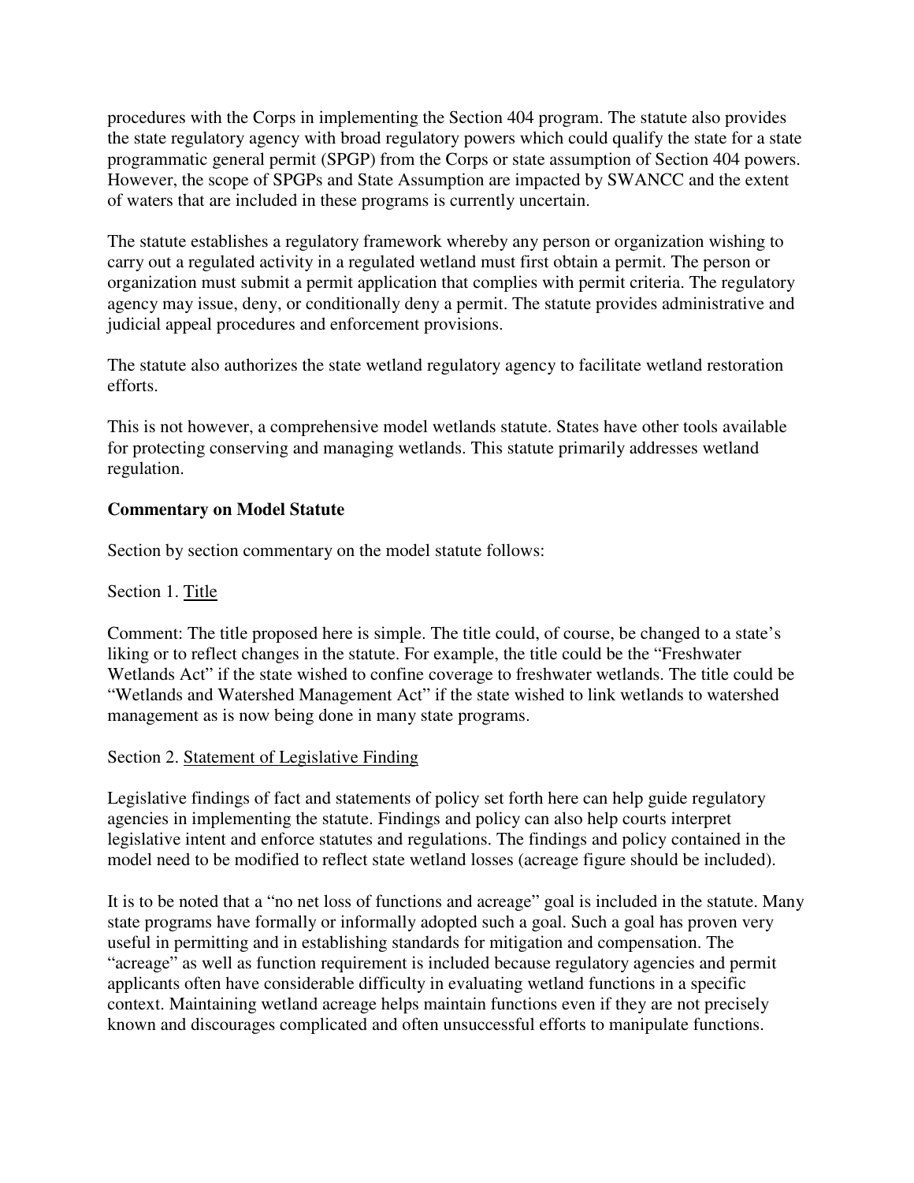procedures with the Corps in implementing the Section 404 program. The statute also provides the state regulatory agency with broad regulatory powers which could qualify the state for a state programmatic general permit (SPGP) from the Corps or state assumption of Section 404 powers. However, the scope of SPGPs and State Assumption are impacted by SWANCC and the extent of waters that are included in these programs is currently uncertain.

The statute establishes a regulatory framework whereby any person or organization wishing to carry out a regulated activity in a regulated wetland must first obtain a permit. The person or organization must submit a permit application that complies with permit criteria. The regulatory agency may issue, deny, or conditionally deny a permit. The statute provides administrative and judicial appeal procedures and enforcement provisions.

The statute also authorizes the state wetland regulatory agency to facilitate wetland restoration efforts.

This is not however, a comprehensive model wetlands statute. States have other tools available for protecting conserving and managing wetlands. This statute primarily addresses wetland regulation.

**Commentary on Model Statute**

Section by section commentary on the model statute follows:

Section 1. Title

Comment: The title proposed here is simple. The title could, of course, be changed to a state's liking or to reflect changes in the statute. For example, the title could be the "Freshwater Wetlands Act" if the state wished to confine coverage to freshwater wetlands. The title could be "Wetlands and Watershed Management Act" if the state wished to link wetlands to watershed management as is now being done in many state programs.

Section 2. Statement of Legislative Finding

Legislative findings of fact and statements of policy set forth here can help guide regulatory agencies in implementing the statute. Findings and policy can also help courts interpret legislative intent and enforce statutes and regulations. The findings and policy contained in the model need to be modified to reflect state wetland losses (acreage figure should be included).

It is to be noted that a "no net loss of functions and acreage" goal is included in the statute. Many state programs have formally or informally adopted such a goal. Such a goal has proven very useful in permitting and in establishing standards for mitigation and compensation. The "acreage" as well as function requirement is included because regulatory agencies and permit applicants often have considerable difficulty in evaluating wetland functions in a specific context. Maintaining wetland acreage helps maintain functions even if they are not precisely known and discourages complicated and often unsuccessful efforts to manipulate functions.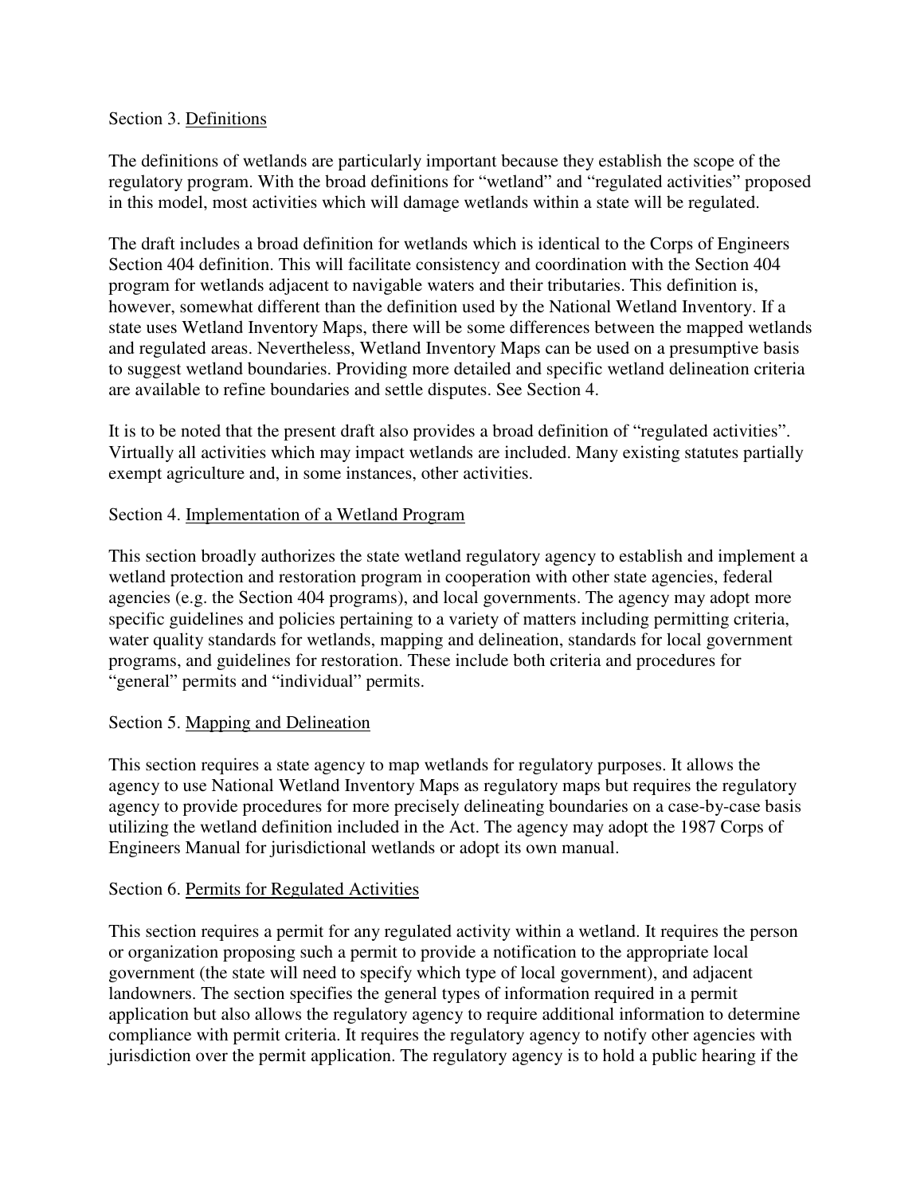Section 3. Definitions

The definitions of wetlands are particularly important because they establish the scope of the regulatory program. With the broad definitions for "wetland" and "regulated activities" proposed in this model, most activities which will damage wetlands within a state will be regulated.

The draft includes a broad definition for wetlands which is identical to the Corps of Engineers Section 404 definition. This will facilitate consistency and coordination with the Section 404 program for wetlands adjacent to navigable waters and their tributaries. This definition is, however, somewhat different than the definition used by the National Wetland Inventory. If a state uses Wetland Inventory Maps, there will be some differences between the mapped wetlands and regulated areas. Nevertheless, Wetland Inventory Maps can be used on a presumptive basis to suggest wetland boundaries. Providing more detailed and specific wetland delineation criteria are available to refine boundaries and settle disputes. See Section 4.

It is to be noted that the present draft also provides a broad definition of "regulated activities". Virtually all activities which may impact wetlands are included. Many existing statutes partially exempt agriculture and, in some instances, other activities.

Section 4. Implementation of a Wetland Program

This section broadly authorizes the state wetland regulatory agency to establish and implement a wetland protection and restoration program in cooperation with other state agencies, federal agencies (e.g. the Section 404 programs), and local governments. The agency may adopt more specific guidelines and policies pertaining to a variety of matters including permitting criteria, water quality standards for wetlands, mapping and delineation, standards for local government programs, and guidelines for restoration. These include both criteria and procedures for "general" permits and "individual" permits.

Section 5. Mapping and Delineation

This section requires a state agency to map wetlands for regulatory purposes. It allows the agency to use National Wetland Inventory Maps as regulatory maps but requires the regulatory agency to provide procedures for more precisely delineating boundaries on a case-by-case basis utilizing the wetland definition included in the Act. The agency may adopt the 1987 Corps of Engineers Manual for jurisdictional wetlands or adopt its own manual.

Section 6. Permits for Regulated Activities

This section requires a permit for any regulated activity within a wetland. It requires the person or organization proposing such a permit to provide a notification to the appropriate local government (the state will need to specify which type of local government), and adjacent landowners. The section specifies the general types of information required in a permit application but also allows the regulatory agency to require additional information to determine compliance with permit criteria. It requires the regulatory agency to notify other agencies with jurisdiction over the permit application. The regulatory agency is to hold a public hearing if the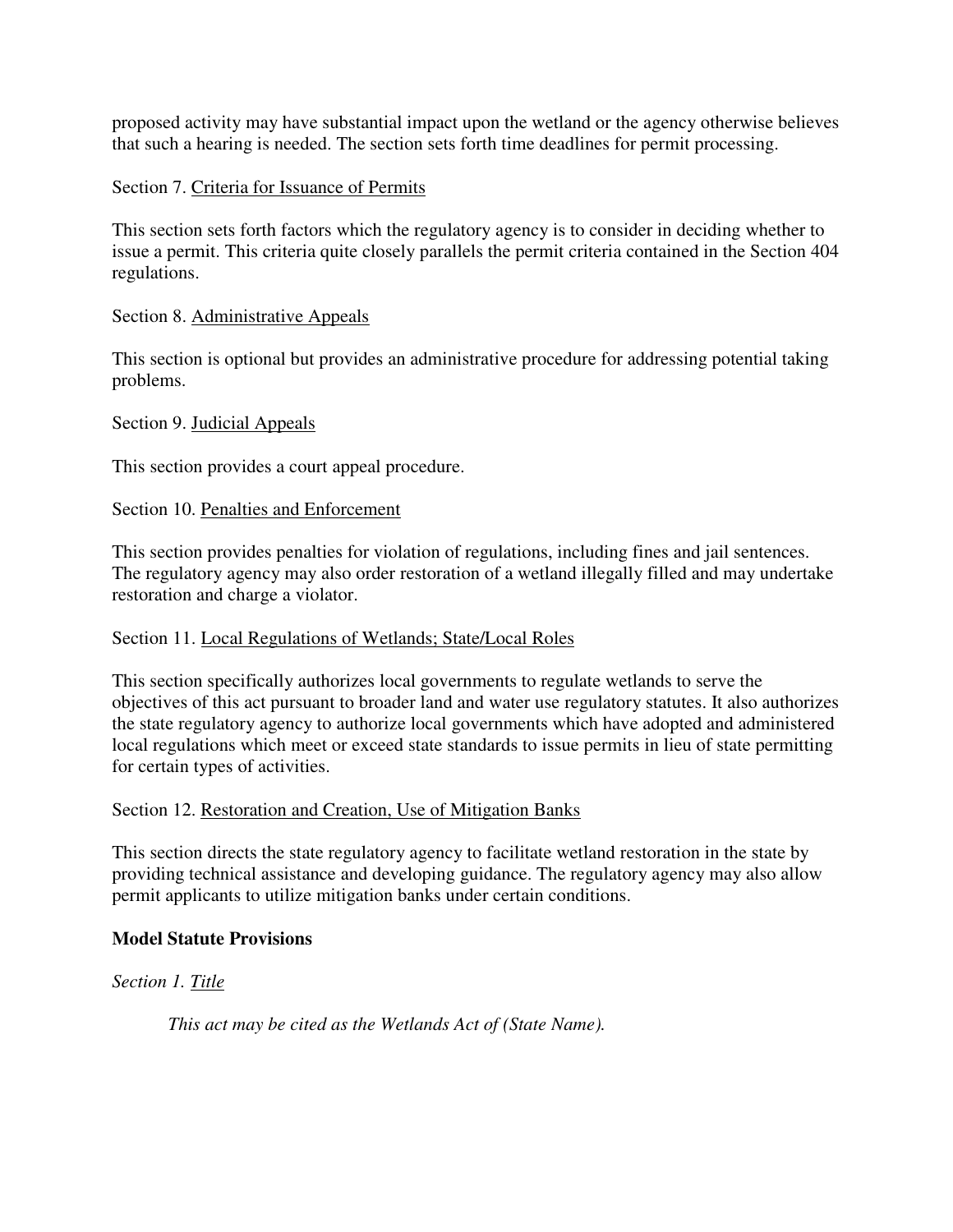proposed activity may have substantial impact upon the wetland or the agency otherwise believes that such a hearing is needed. The section sets forth time deadlines for permit processing.

Section 7. Criteria for Issuance of Permits

This section sets forth factors which the regulatory agency is to consider in deciding whether to issue a permit. This criteria quite closely parallels the permit criteria contained in the Section 404 regulations.

Section 8. Administrative Appeals

This section is optional but provides an administrative procedure for addressing potential taking problems.

Section 9. Judicial Appeals

This section provides a court appeal procedure.

Section 10. Penalties and Enforcement

This section provides penalties for violation of regulations, including fines and jail sentences. The regulatory agency may also order restoration of a wetland illegally filled and may undertake restoration and charge a violator.

Section 11. Local Regulations of Wetlands; State/Local Roles

This section specifically authorizes local governments to regulate wetlands to serve the objectives of this act pursuant to broader land and water use regulatory statutes. It also authorizes the state regulatory agency to authorize local governments which have adopted and administered local regulations which meet or exceed state standards to issue permits in lieu of state permitting for certain types of activities.

Section 12. Restoration and Creation, Use of Mitigation Banks

This section directs the state regulatory agency to facilitate wetland restoration in the state by providing technical assistance and developing guidance. The regulatory agency may also allow permit applicants to utilize mitigation banks under certain conditions.

**Model Statute Provisions**

*Section 1. Title*

> *This act may be cited as the Wetlands Act of (State Name).*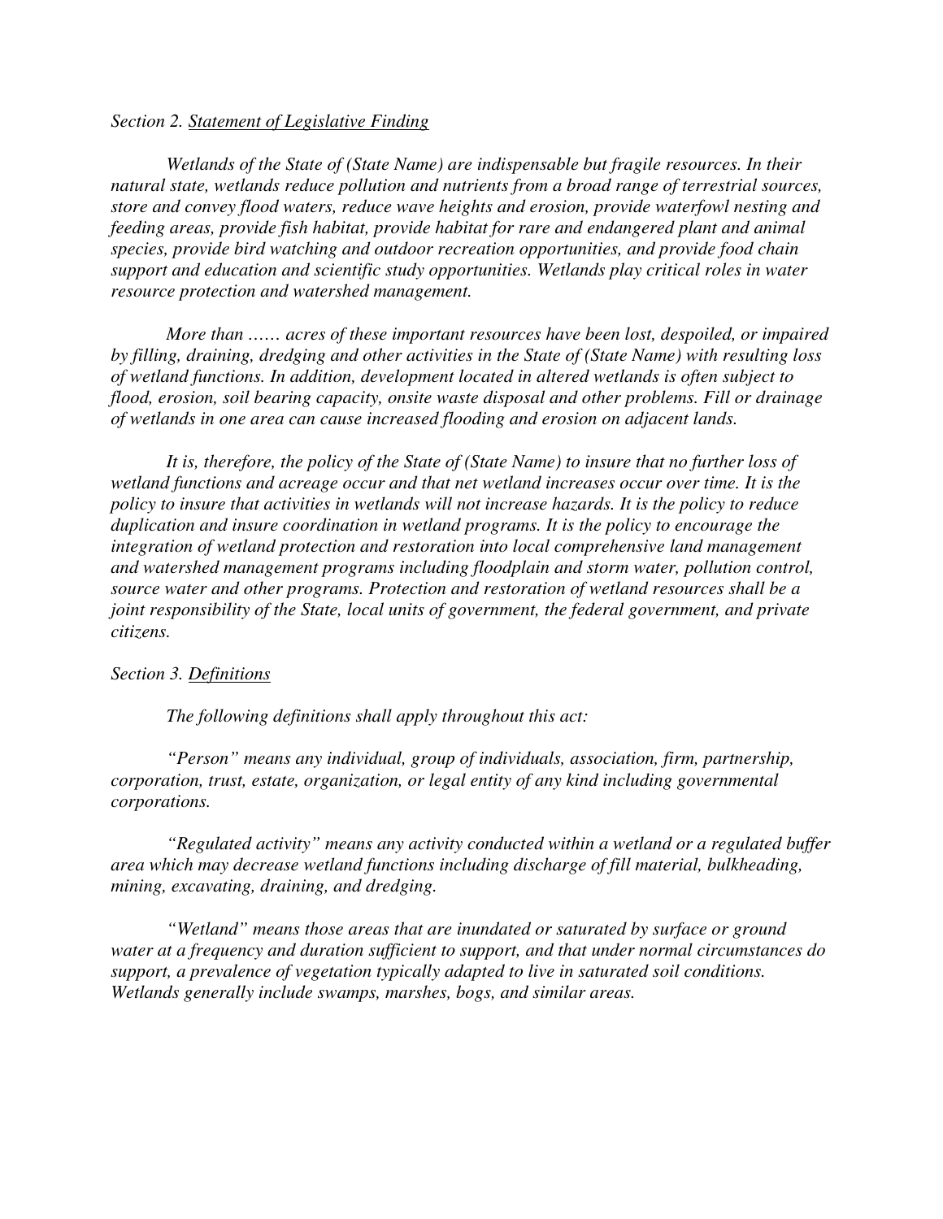*Section 2. Statement of Legislative Finding*

*Wetlands of the State of (State Name) are indispensable but fragile resources. In their natural state, wetlands reduce pollution and nutrients from a broad range of terrestrial sources, store and convey flood waters, reduce wave heights and erosion, provide waterfowl nesting and feeding areas, provide fish habitat, provide habitat for rare and endangered plant and animal species, provide bird watching and outdoor recreation opportunities, and provide food chain support and education and scientific study opportunities. Wetlands play critical roles in water resource protection and watershed management.*

*More than …… acres of these important resources have been lost, despoiled, or impaired by filling, draining, dredging and other activities in the State of (State Name) with resulting loss of wetland functions. In addition, development located in altered wetlands is often subject to flood, erosion, soil bearing capacity, onsite waste disposal and other problems. Fill or drainage of wetlands in one area can cause increased flooding and erosion on adjacent lands.*

*It is, therefore, the policy of the State of (State Name) to insure that no further loss of wetland functions and acreage occur and that net wetland increases occur over time. It is the policy to insure that activities in wetlands will not increase hazards. It is the policy to reduce duplication and insure coordination in wetland programs. It is the policy to encourage the integration of wetland protection and restoration into local comprehensive land management and watershed management programs including floodplain and storm water, pollution control, source water and other programs. Protection and restoration of wetland resources shall be a joint responsibility of the State, local units of government, the federal government, and private citizens.*

*Section 3. Definitions*

*The following definitions shall apply throughout this act:*

*"Person" means any individual, group of individuals, association, firm, partnership, corporation, trust, estate, organization, or legal entity of any kind including governmental corporations.*

*"Regulated activity" means any activity conducted within a wetland or a regulated buffer area which may decrease wetland functions including discharge of fill material, bulkheading, mining, excavating, draining, and dredging.*

*"Wetland" means those areas that are inundated or saturated by surface or ground water at a frequency and duration sufficient to support, and that under normal circumstances do support, a prevalence of vegetation typically adapted to live in saturated soil conditions. Wetlands generally include swamps, marshes, bogs, and similar areas.*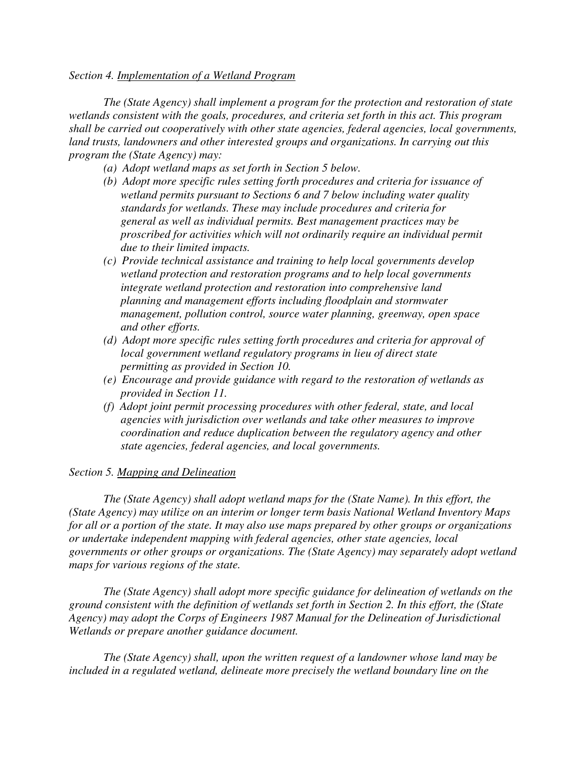*Section 4. Implementation of a Wetland Program*

*The (State Agency) shall implement a program for the protection and restoration of state wetlands consistent with the goals, procedures, and criteria set forth in this act. This program shall be carried out cooperatively with other state agencies, federal agencies, local governments, land trusts, landowners and other interested groups and organizations. In carrying out this program the (State Agency) may:*

*(a) Adopt wetland maps as set forth in Section 5 below.*

*(b) Adopt more specific rules setting forth procedures and criteria for issuance of wetland permits pursuant to Sections 6 and 7 below including water quality standards for wetlands. These may include procedures and criteria for general as well as individual permits. Best management practices may be proscribed for activities which will not ordinarily require an individual permit due to their limited impacts.*

*(c) Provide technical assistance and training to help local governments develop wetland protection and restoration programs and to help local governments integrate wetland protection and restoration into comprehensive land planning and management efforts including floodplain and stormwater management, pollution control, source water planning, greenway, open space and other efforts.*

*(d) Adopt more specific rules setting forth procedures and criteria for approval of local government wetland regulatory programs in lieu of direct state permitting as provided in Section 10.*

*(e) Encourage and provide guidance with regard to the restoration of wetlands as provided in Section 11.*

*(f) Adopt joint permit processing procedures with other federal, state, and local agencies with jurisdiction over wetlands and take other measures to improve coordination and reduce duplication between the regulatory agency and other state agencies, federal agencies, and local governments.*

*Section 5. Mapping and Delineation*

*The (State Agency) shall adopt wetland maps for the (State Name). In this effort, the (State Agency) may utilize on an interim or longer term basis National Wetland Inventory Maps for all or a portion of the state. It may also use maps prepared by other groups or organizations or undertake independent mapping with federal agencies, other state agencies, local governments or other groups or organizations. The (State Agency) may separately adopt wetland maps for various regions of the state.*

*The (State Agency) shall adopt more specific guidance for delineation of wetlands on the ground consistent with the definition of wetlands set forth in Section 2. In this effort, the (State Agency) may adopt the Corps of Engineers 1987 Manual for the Delineation of Jurisdictional Wetlands or prepare another guidance document.*

*The (State Agency) shall, upon the written request of a landowner whose land may be included in a regulated wetland, delineate more precisely the wetland boundary line on the*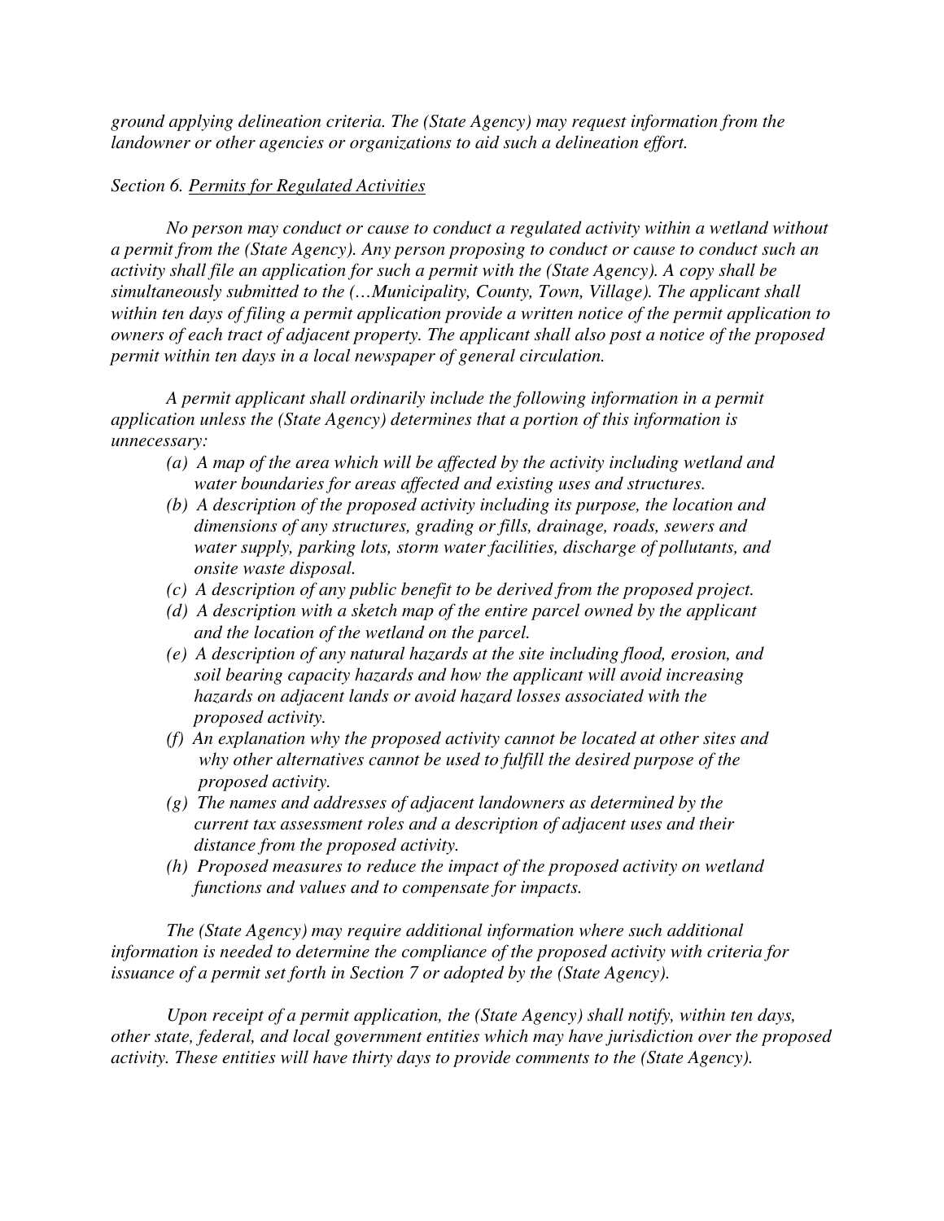*ground applying delineation criteria. The (State Agency) may request information from the landowner or other agencies or organizations to aid such a delineation effort.*

*Section 6. Permits for Regulated Activities*

*No person may conduct or cause to conduct a regulated activity within a wetland without a permit from the (State Agency). Any person proposing to conduct or cause to conduct such an activity shall file an application for such a permit with the (State Agency). A copy shall be simultaneously submitted to the (…Municipality, County, Town, Village). The applicant shall within ten days of filing a permit application provide a written notice of the permit application to owners of each tract of adjacent property. The applicant shall also post a notice of the proposed permit within ten days in a local newspaper of general circulation.*

*A permit applicant shall ordinarily include the following information in a permit application unless the (State Agency) determines that a portion of this information is unnecessary:*

- *(a) A map of the area which will be affected by the activity including wetland and water boundaries for areas affected and existing uses and structures.*
- *(b) A description of the proposed activity including its purpose, the location and dimensions of any structures, grading or fills, drainage, roads, sewers and water supply, parking lots, storm water facilities, discharge of pollutants, and onsite waste disposal.*
- *(c) A description of any public benefit to be derived from the proposed project.*
- *(d) A description with a sketch map of the entire parcel owned by the applicant and the location of the wetland on the parcel.*
- *(e) A description of any natural hazards at the site including flood, erosion, and soil bearing capacity hazards and how the applicant will avoid increasing hazards on adjacent lands or avoid hazard losses associated with the proposed activity.*
- *(f) An explanation why the proposed activity cannot be located at other sites and why other alternatives cannot be used to fulfill the desired purpose of the proposed activity.*
- *(g) The names and addresses of adjacent landowners as determined by the current tax assessment roles and a description of adjacent uses and their distance from the proposed activity.*
- *(h) Proposed measures to reduce the impact of the proposed activity on wetland functions and values and to compensate for impacts.*

*The (State Agency) may require additional information where such additional information is needed to determine the compliance of the proposed activity with criteria for issuance of a permit set forth in Section 7 or adopted by the (State Agency).*

*Upon receipt of a permit application, the (State Agency) shall notify, within ten days, other state, federal, and local government entities which may have jurisdiction over the proposed activity. These entities will have thirty days to provide comments to the (State Agency).*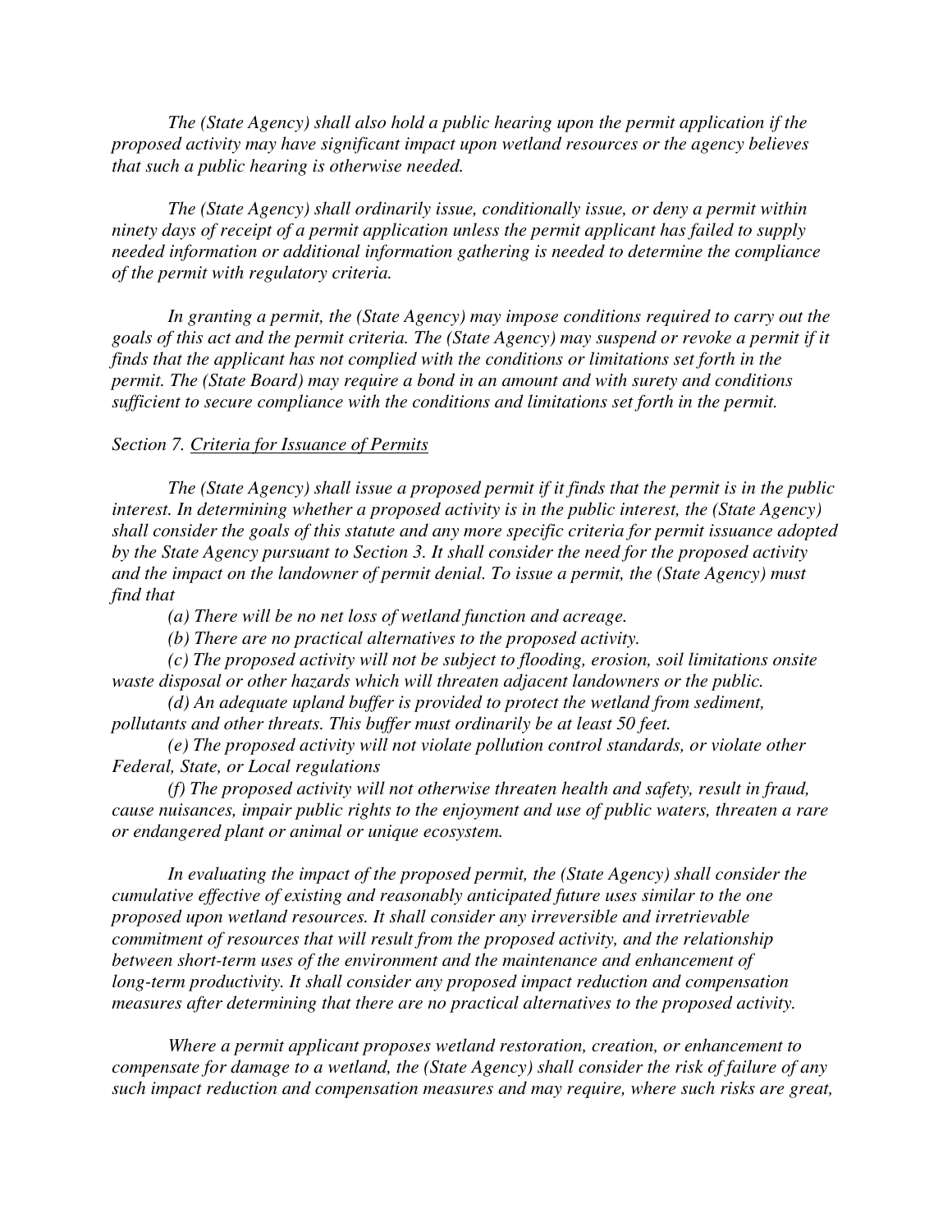*The (State Agency) shall also hold a public hearing upon the permit application if the proposed activity may have significant impact upon wetland resources or the agency believes that such a public hearing is otherwise needed.*

*The (State Agency) shall ordinarily issue, conditionally issue, or deny a permit within ninety days of receipt of a permit application unless the permit applicant has failed to supply needed information or additional information gathering is needed to determine the compliance of the permit with regulatory criteria.*

*In granting a permit, the (State Agency) may impose conditions required to carry out the goals of this act and the permit criteria. The (State Agency) may suspend or revoke a permit if it finds that the applicant has not complied with the conditions or limitations set forth in the permit. The (State Board) may require a bond in an amount and with surety and conditions sufficient to secure compliance with the conditions and limitations set forth in the permit.*

*Section 7. Criteria for Issuance of Permits*

*The (State Agency) shall issue a proposed permit if it finds that the permit is in the public interest. In determining whether a proposed activity is in the public interest, the (State Agency) shall consider the goals of this statute and any more specific criteria for permit issuance adopted by the State Agency pursuant to Section 3. It shall consider the need for the proposed activity and the impact on the landowner of permit denial. To issue a permit, the (State Agency) must find that*

*(a) There will be no net loss of wetland function and acreage.*

*(b) There are no practical alternatives to the proposed activity.*

*(c) The proposed activity will not be subject to flooding, erosion, soil limitations onsite waste disposal or other hazards which will threaten adjacent landowners or the public.*

*(d) An adequate upland buffer is provided to protect the wetland from sediment, pollutants and other threats. This buffer must ordinarily be at least 50 feet.*

*(e) The proposed activity will not violate pollution control standards, or violate other Federal, State, or Local regulations*

*(f) The proposed activity will not otherwise threaten health and safety, result in fraud, cause nuisances, impair public rights to the enjoyment and use of public waters, threaten a rare or endangered plant or animal or unique ecosystem.*

*In evaluating the impact of the proposed permit, the (State Agency) shall consider the cumulative effective of existing and reasonably anticipated future uses similar to the one proposed upon wetland resources. It shall consider any irreversible and irretrievable commitment of resources that will result from the proposed activity, and the relationship between short-term uses of the environment and the maintenance and enhancement of long-term productivity. It shall consider any proposed impact reduction and compensation measures after determining that there are no practical alternatives to the proposed activity.*

*Where a permit applicant proposes wetland restoration, creation, or enhancement to compensate for damage to a wetland, the (State Agency) shall consider the risk of failure of any such impact reduction and compensation measures and may require, where such risks are great,*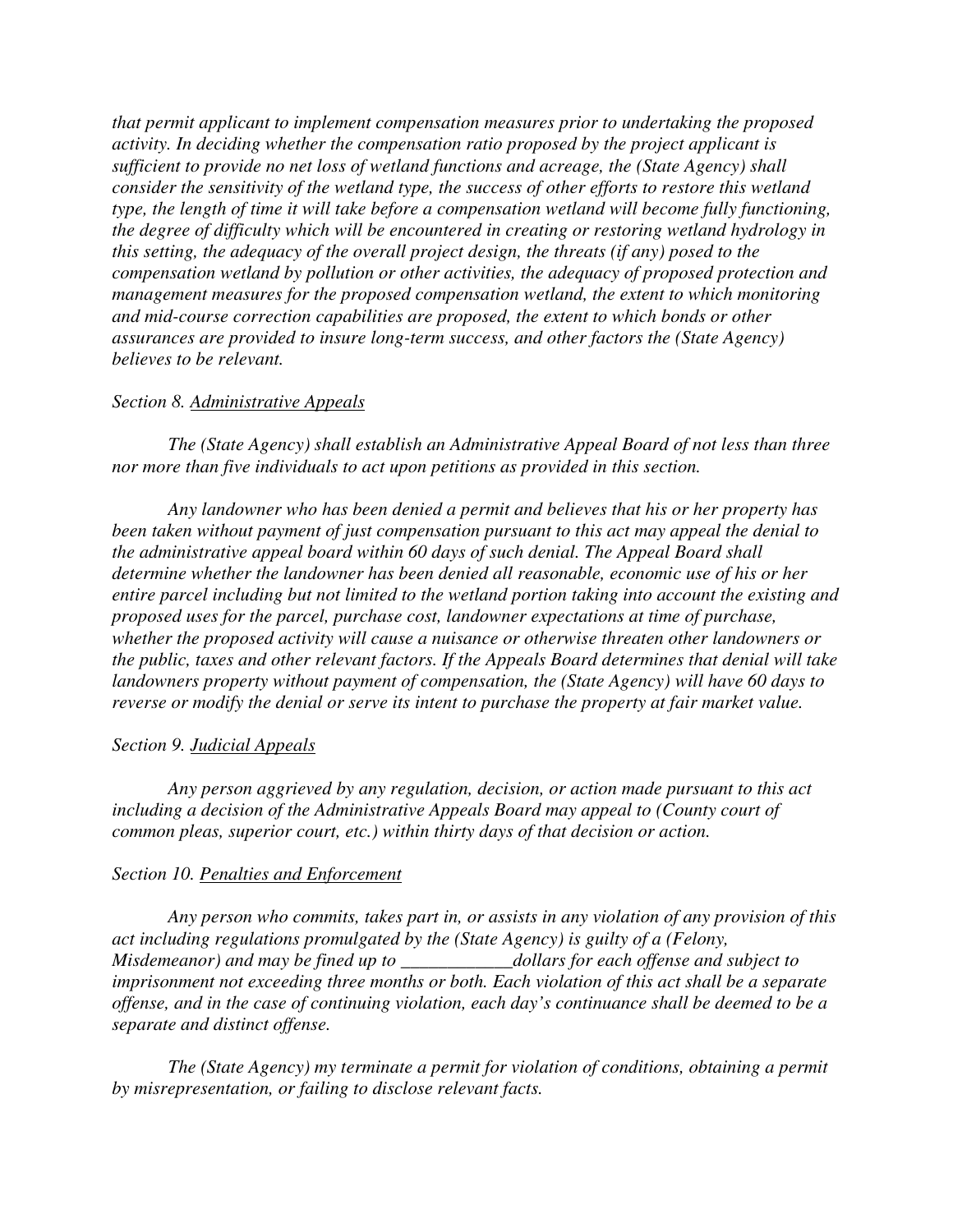*that permit applicant to implement compensation measures prior to undertaking the proposed activity. In deciding whether the compensation ratio proposed by the project applicant is sufficient to provide no net loss of wetland functions and acreage, the (State Agency) shall consider the sensitivity of the wetland type, the success of other efforts to restore this wetland type, the length of time it will take before a compensation wetland will become fully functioning, the degree of difficulty which will be encountered in creating or restoring wetland hydrology in this setting, the adequacy of the overall project design, the threats (if any) posed to the compensation wetland by pollution or other activities, the adequacy of proposed protection and management measures for the proposed compensation wetland, the extent to which monitoring and mid-course correction capabilities are proposed, the extent to which bonds or other assurances are provided to insure long-term success, and other factors the (State Agency) believes to be relevant.*

*Section 8. <u>Administrative Appeals</u>*

*The (State Agency) shall establish an Administrative Appeal Board of not less than three nor more than five individuals to act upon petitions as provided in this section.*

*Any landowner who has been denied a permit and believes that his or her property has been taken without payment of just compensation pursuant to this act may appeal the denial to the administrative appeal board within 60 days of such denial. The Appeal Board shall determine whether the landowner has been denied all reasonable, economic use of his or her entire parcel including but not limited to the wetland portion taking into account the existing and proposed uses for the parcel, purchase cost, landowner expectations at time of purchase, whether the proposed activity will cause a nuisance or otherwise threaten other landowners or the public, taxes and other relevant factors. If the Appeals Board determines that denial will take landowners property without payment of compensation, the (State Agency) will have 60 days to reverse or modify the denial or serve its intent to purchase the property at fair market value.*

*Section 9. <u>Judicial Appeals</u>*

*Any person aggrieved by any regulation, decision, or action made pursuant to this act including a decision of the Administrative Appeals Board may appeal to (County court of common pleas, superior court, etc.) within thirty days of that decision or action.*

*Section 10. <u>Penalties and Enforcement</u>*

*Any person who commits, takes part in, or assists in any violation of any provision of this act including regulations promulgated by the (State Agency) is guilty of a (Felony, Misdemeanor) and may be fined up to ____________dollars for each offense and subject to imprisonment not exceeding three months or both. Each violation of this act shall be a separate offense, and in the case of continuing violation, each day's continuance shall be deemed to be a separate and distinct offense.*

*The (State Agency) my terminate a permit for violation of conditions, obtaining a permit by misrepresentation, or failing to disclose relevant facts.*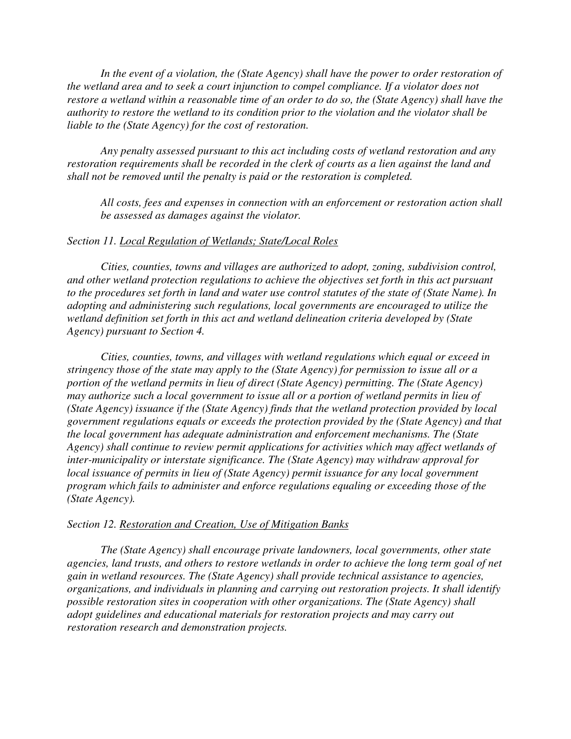*In the event of a violation, the (State Agency) shall have the power to order restoration of the wetland area and to seek a court injunction to compel compliance. If a violator does not restore a wetland within a reasonable time of an order to do so, the (State Agency) shall have the authority to restore the wetland to its condition prior to the violation and the violator shall be liable to the (State Agency) for the cost of restoration.*

*Any penalty assessed pursuant to this act including costs of wetland restoration and any restoration requirements shall be recorded in the clerk of courts as a lien against the land and shall not be removed until the penalty is paid or the restoration is completed.*

*All costs, fees and expenses in connection with an enforcement or restoration action shall be assessed as damages against the violator.*

*Section 11. <u>Local Regulation of Wetlands; State/Local Roles</u>*

*Cities, counties, towns and villages are authorized to adopt, zoning, subdivision control, and other wetland protection regulations to achieve the objectives set forth in this act pursuant to the procedures set forth in land and water use control statutes of the state of (State Name). In adopting and administering such regulations, local governments are encouraged to utilize the wetland definition set forth in this act and wetland delineation criteria developed by (State Agency) pursuant to Section 4.*

*Cities, counties, towns, and villages with wetland regulations which equal or exceed in stringency those of the state may apply to the (State Agency) for permission to issue all or a portion of the wetland permits in lieu of direct (State Agency) permitting. The (State Agency) may authorize such a local government to issue all or a portion of wetland permits in lieu of (State Agency) issuance if the (State Agency) finds that the wetland protection provided by local government regulations equals or exceeds the protection provided by the (State Agency) and that the local government has adequate administration and enforcement mechanisms. The (State Agency) shall continue to review permit applications for activities which may affect wetlands of inter-municipality or interstate significance. The (State Agency) may withdraw approval for local issuance of permits in lieu of (State Agency) permit issuance for any local government program which fails to administer and enforce regulations equaling or exceeding those of the (State Agency).*

*Section 12. <u>Restoration and Creation, Use of Mitigation Banks</u>*

*The (State Agency) shall encourage private landowners, local governments, other state agencies, land trusts, and others to restore wetlands in order to achieve the long term goal of net gain in wetland resources. The (State Agency) shall provide technical assistance to agencies, organizations, and individuals in planning and carrying out restoration projects. It shall identify possible restoration sites in cooperation with other organizations. The (State Agency) shall adopt guidelines and educational materials for restoration projects and may carry out restoration research and demonstration projects.*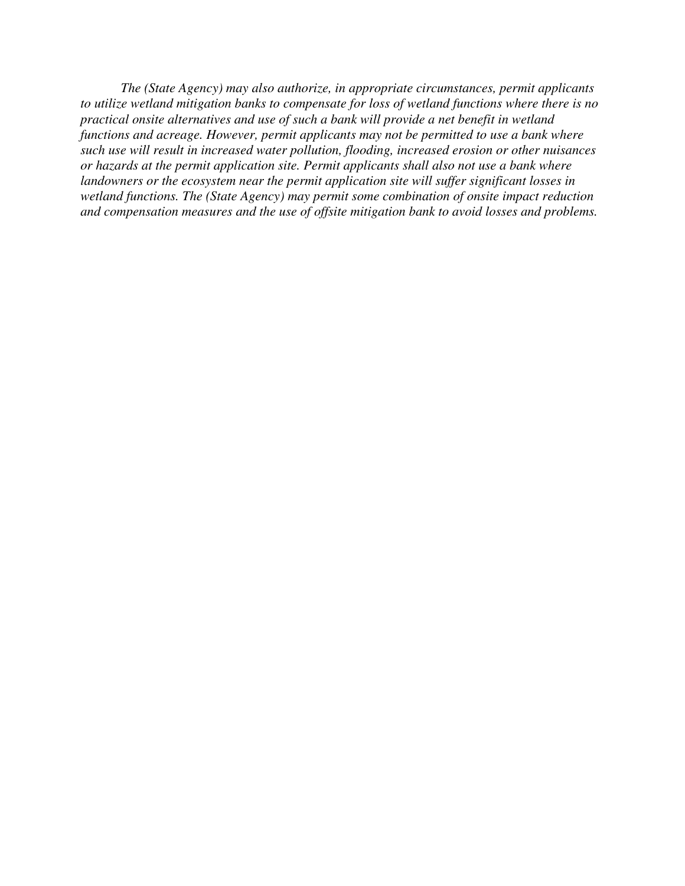*The (State Agency) may also authorize, in appropriate circumstances, permit applicants to utilize wetland mitigation banks to compensate for loss of wetland functions where there is no practical onsite alternatives and use of such a bank will provide a net benefit in wetland functions and acreage. However, permit applicants may not be permitted to use a bank where such use will result in increased water pollution, flooding, increased erosion or other nuisances or hazards at the permit application site. Permit applicants shall also not use a bank where landowners or the ecosystem near the permit application site will suffer significant losses in wetland functions. The (State Agency) may permit some combination of onsite impact reduction and compensation measures and the use of offsite mitigation bank to avoid losses and problems.*